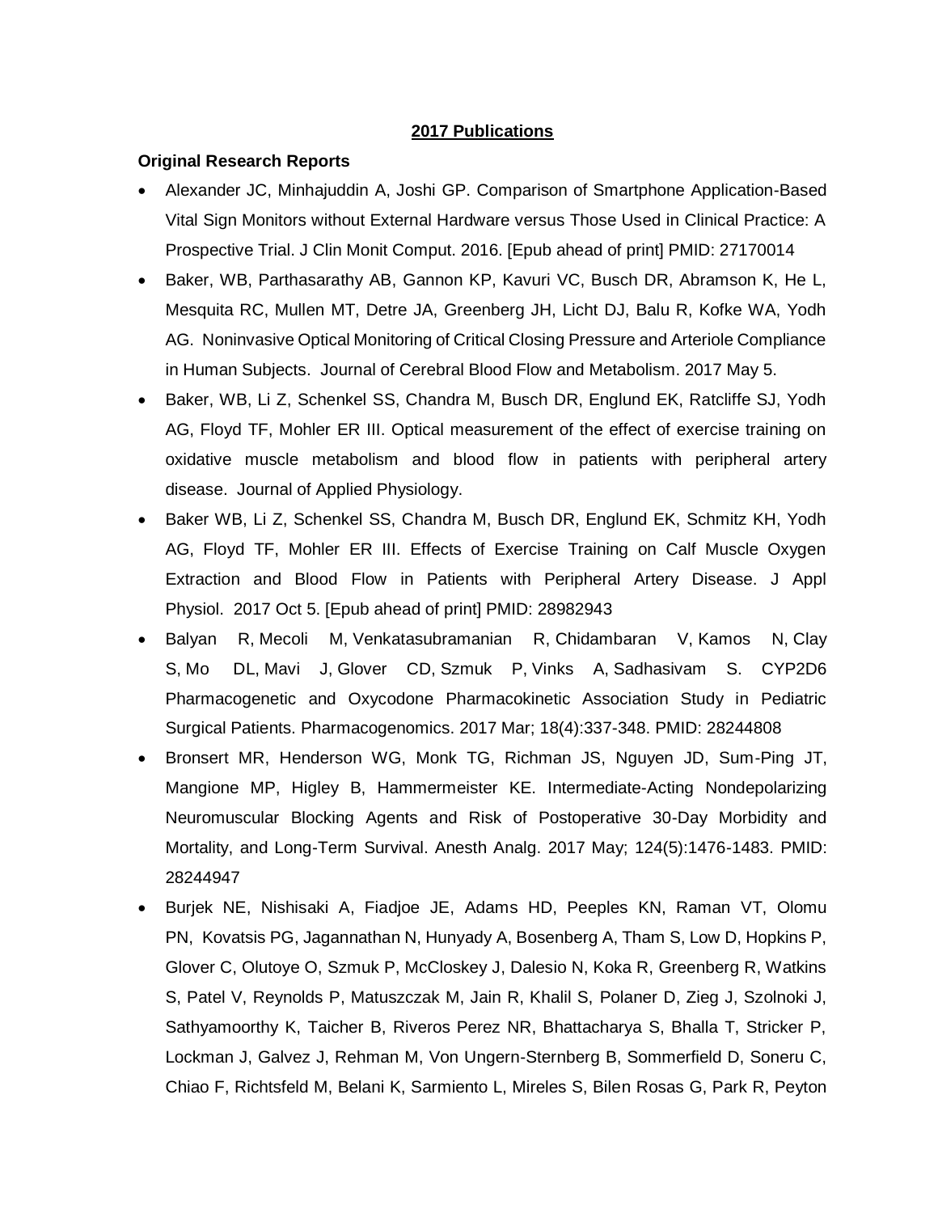## 2017 Publications

### Original Research Reports

- Alexander JC, Minhajuddin A, Joshi GP. Comparison of Smartphone Application-Based Vital Sign Monitors without External Hardware versus Those Used in Clinical Practice: A Prospective Trial. J Clin Monit Comput. 2016. [Epub ahead of print] PMID: 27170014
- Baker, WB, Parthasarathy AB, Gannon KP, Kavuri VC, Busch DR, Abramson K, He L, Mesquita RC, Mullen MT, Detre JA, Greenberg JH, Licht DJ, Balu R, Kofke WA, Yodh AG. Noninvasive Optical Monitoring of Critical Closing Pressure and Arteriole Compliance in Human Subjects. Journal of Cerebral Blood Flow and Metabolism. 2017 May 5.
- Baker, WB, Li Z, Schenkel SS, Chandra M, Busch DR, Englund EK, Ratcliffe SJ, Yodh AG, Floyd TF, Mohler ER III. Optical measurement of the effect of exercise training on oxidative muscle metabolism and blood flow in patients with peripheral artery disease. Journal of Applied Physiology.
- Baker WB, Li Z, Schenkel SS, Chandra M, Busch DR, Englund EK, Schmitz KH, Yodh AG, Floyd TF, Mohler ER III. Effects of Exercise Training on Calf Muscle Oxygen Extraction and Blood Flow in Patients with Peripheral Artery Disease. J Appl Physiol. 2017 Oct 5. [Epub ahead of print] PMID: 28982943
- Balyan R, Mecoli M, Venkatasubramanian R, Chidambaran V, Kamos N, Clay S, Mo DL, Mavi J, Glover CD, Szmuk P, Vinks A, Sadhasivam S. CYP2D6 Pharmacogenetic and Oxycodone Pharmacokinetic Association Study in Pediatric Surgical Patients. Pharmacogenomics. 2017 Mar; 18(4):337-348. PMID: 28244808
- Bronsert MR, Henderson WG, Monk TG, Richman JS, Nguyen JD, Sum-Ping JT, Mangione MP, Higley B, Hammermeister KE. Intermediate-Acting Nondepolarizing Neuromuscular Blocking Agents and Risk of Postoperative 30-Day Morbidity and Mortality, and Long-Term Survival. Anesth Analg. 2017 May; 124(5):1476-1483. PMID: 28244947
- Burjek NE, Nishisaki A, Fiadjoe JE, Adams HD, Peeples KN, Raman VT, Olomu PN, Kovatsis PG, Jagannathan N, Hunyady A, Bosenberg A, Tham S, Low D, Hopkins P, Glover C, Olutoye O, Szmuk P, McCloskey J, Dalesio N, Koka R, Greenberg R, Watkins S, Patel V, Reynolds P, Matuszczak M, Jain R, Khalil S, Polaner D, Zieg J, Szolnoki J, Sathyamoorthy K, Taicher B, Riveros Perez NR, Bhattacharya S, Bhalla T, Stricker P, Lockman J, Galvez J, Rehman M, Von Ungern-Sternberg B, Sommerfield D, Soneru C, Chiao F, Richtsfeld M, Belani K, Sarmiento L, Mireles S, Bilen Rosas G, Park R, Peyton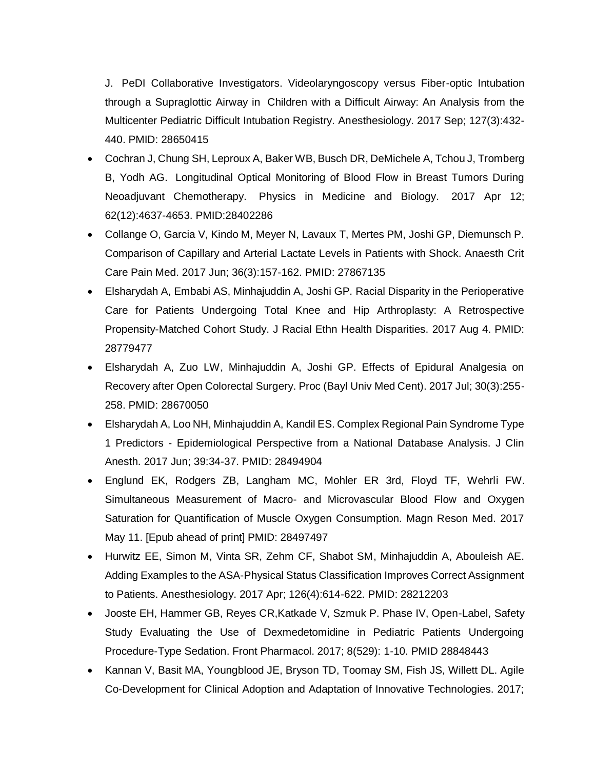J. PeDI Collaborative Investigators. Videolaryngoscopy versus Fiber-optic Intubation through a Supraglottic Airway in Children with a Difficult Airway: An Analysis from the Multicenter Pediatric Difficult Intubation Registry. Anesthesiology. 2017 Sep; 127(3):432-440. PMID: 28650415

- Cochran J, Chung SH, Leproux A, Baker WB, Busch DR, DeMichele A, Tchou J, Tromberg B, Yodh AG. Longitudinal Optical Monitoring of Blood Flow in Breast Tumors During Neoadjuvant Chemotherapy. Physics in Medicine and Biology. 2017 Apr 12; 62(12):4637-4653. PMID:28402286
- Collange O, Garcia V, Kindo M, Meyer N, Lavaux T, Mertes PM, Joshi GP, Diemunsch P. Comparison of Capillary and Arterial Lactate Levels in Patients with Shock. Anaesth Crit Care Pain Med. 2017 Jun; 36(3):157-162. PMID: 27867135
- Elsharydah A, Embabi AS, Minhajuddin A, Joshi GP. Racial Disparity in the Perioperative Care for Patients Undergoing Total Knee and Hip Arthroplasty: A Retrospective Propensity-Matched Cohort Study. J Racial Ethn Health Disparities. 2017 Aug 4. PMID: 28779477
- Elsharydah A, Zuo LW, Minhajuddin A, Joshi GP. Effects of Epidural Analgesia on Recovery after Open Colorectal Surgery. Proc (Bayl Univ Med Cent). 2017 Jul; 30(3):255-258. PMID: 28670050
- Elsharydah A, Loo NH, Minhajuddin A, Kandil ES. Complex Regional Pain Syndrome Type 1 Predictors - Epidemiological Perspective from a National Database Analysis. J Clin Anesth. 2017 Jun; 39:34-37. PMID: 28494904
- Englund EK, Rodgers ZB, Langham MC, Mohler ER 3rd, Floyd TF, Wehrli FW. Simultaneous Measurement of Macro- and Microvascular Blood Flow and Oxygen Saturation for Quantification of Muscle Oxygen Consumption. Magn Reson Med. 2017 May 11. [Epub ahead of print] PMID: 28497497
- Hurwitz EE, Simon M, Vinta SR, Zehm CF, Shabot SM, Minhajuddin A, Abouleish AE. Adding Examples to the ASA-Physical Status Classification Improves Correct Assignment to Patients. Anesthesiology. 2017 Apr; 126(4):614-622. PMID: 28212203
- Jooste EH, Hammer GB, Reyes CR,Katkade V, Szmuk P. Phase IV, Open-Label, Safety Study Evaluating the Use of Dexmedetomidine in Pediatric Patients Undergoing Procedure-Type Sedation. Front Pharmacol. 2017; 8(529): 1-10. PMID 28848443
- Kannan V, Basit MA, Youngblood JE, Bryson TD, Toomay SM, Fish JS, Willett DL. Agile Co-Development for Clinical Adoption and Adaptation of Innovative Technologies. 2017;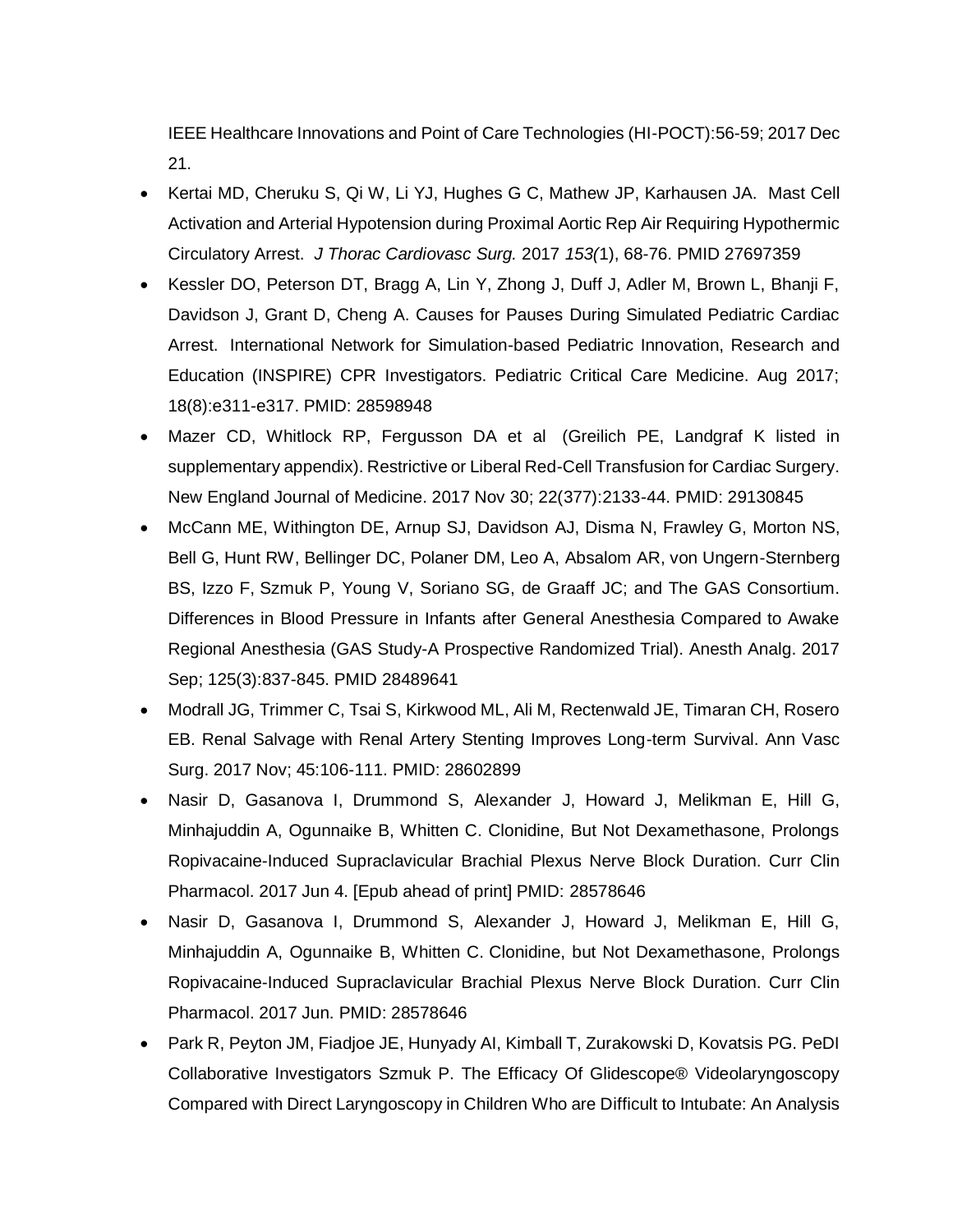IEEE Healthcare Innovations and Point of Care Technologies (HI-POCT):56-59; 2017 Dec 21.

- Kertai MD, Cheruku S, Qi W, Li YJ, Hughes G C, Mathew JP, Karhausen JA. Mast Cell Activation and Arterial Hypotension during Proximal Aortic Rep Air Requiring Hypothermic Circulatory Arrest. *J Thorac Cardiovasc Surg.* 2017 *153(*1), 68-76. PMID 27697359
- Kessler DO, Peterson DT, Bragg A, Lin Y, Zhong J, Duff J, Adler M, Brown L, Bhanji F, Davidson J, Grant D, Cheng A. Causes for Pauses During Simulated Pediatric Cardiac Arrest. International Network for Simulation-based Pediatric Innovation, Research and Education (INSPIRE) CPR Investigators. Pediatric Critical Care Medicine. Aug 2017; 18(8):e311-e317. PMID: 28598948
- Mazer CD, Whitlock RP, Fergusson DA et al (Greilich PE, Landgraf K listed in supplementary appendix). Restrictive or Liberal Red-Cell Transfusion for Cardiac Surgery. New England Journal of Medicine. 2017 Nov 30; 22(377):2133-44. PMID: 29130845
- McCann ME, Withington DE, Arnup SJ, Davidson AJ, Disma N, Frawley G, Morton NS, Bell G, Hunt RW, Bellinger DC, Polaner DM, Leo A, Absalom AR, von Ungern-Sternberg BS, Izzo F, Szmuk P, Young V, Soriano SG, de Graaff JC; and The GAS Consortium. Differences in Blood Pressure in Infants after General Anesthesia Compared to Awake Regional Anesthesia (GAS Study-A Prospective Randomized Trial). Anesth Analg. 2017 Sep; 125(3):837-845. PMID 28489641
- Modrall JG, Trimmer C, Tsai S, Kirkwood ML, Ali M, Rectenwald JE, Timaran CH, Rosero EB. Renal Salvage with Renal Artery Stenting Improves Long-term Survival. Ann Vasc Surg. 2017 Nov; 45:106-111. PMID: 28602899
- Nasir D, Gasanova I, Drummond S, Alexander J, Howard J, Melikman E, Hill G, Minhajuddin A, Ogunnaike B, Whitten C. Clonidine, But Not Dexamethasone, Prolongs Ropivacaine-Induced Supraclavicular Brachial Plexus Nerve Block Duration. Curr Clin Pharmacol. 2017 Jun 4. [Epub ahead of print] PMID: 28578646
- Nasir D, Gasanova I, Drummond S, Alexander J, Howard J, Melikman E, Hill G, Minhajuddin A, Ogunnaike B, Whitten C. Clonidine, but Not Dexamethasone, Prolongs Ropivacaine-Induced Supraclavicular Brachial Plexus Nerve Block Duration. Curr Clin Pharmacol. 2017 Jun. PMID: 28578646
- Park R, Peyton JM, Fiadjoe JE, Hunyady AI, Kimball T, Zurakowski D, Kovatsis PG. PeDI Collaborative Investigators Szmuk P. The Efficacy Of Glidescope® Videolaryngoscopy Compared with Direct Laryngoscopy in Children Who are Difficult to Intubate: An Analysis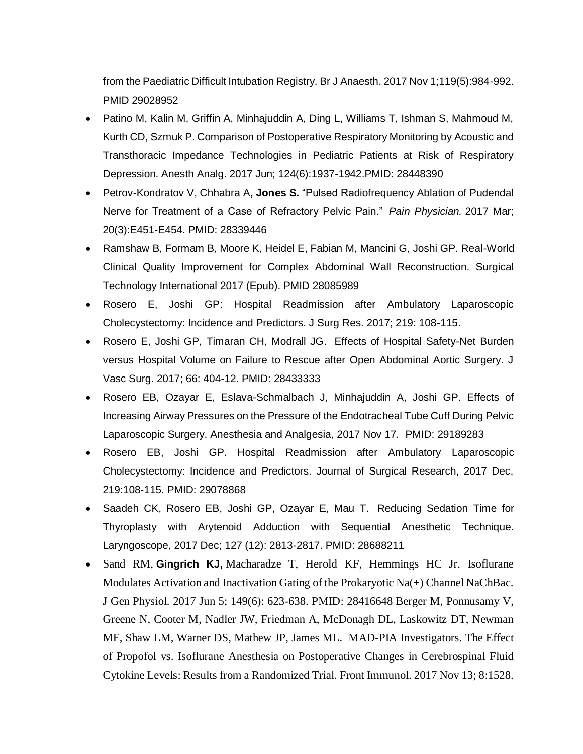from the Paediatric Difficult Intubation Registry. Br J Anaesth. 2017 Nov 1;119(5):984-992. PMID 29028952

- Patino M, Kalin M, Griffin A, Minhajuddin A, Ding L, Williams T, Ishman S, Mahmoud M, Kurth CD, Szmuk P. Comparison of Postoperative Respiratory Monitoring by Acoustic and Transthoracic Impedance Technologies in Pediatric Patients at Risk of Respiratory Depression. Anesth Analg. 2017 Jun; 124(6):1937-1942.PMID: 28448390
- Petrov-Kondratov V, Chhabra A**, Jones S.** “Pulsed Radiofrequency Ablation of Pudendal Nerve for Treatment of a Case of Refractory Pelvic Pain.” *Pain Physician.* 2017 Mar; 20(3):E451-E454. PMID: 28339446
- Ramshaw B, Formam B, Moore K, Heidel E, Fabian M, Mancini G, Joshi GP. Real-World Clinical Quality Improvement for Complex Abdominal Wall Reconstruction. Surgical Technology International 2017 (Epub). PMID 28085989
- Rosero E, Joshi GP: Hospital Readmission after Ambulatory Laparoscopic Cholecystectomy: Incidence and Predictors. J Surg Res. 2017; 219: 108-115.
- Rosero E, Joshi GP, Timaran CH, Modrall JG. Effects of Hospital Safety-Net Burden versus Hospital Volume on Failure to Rescue after Open Abdominal Aortic Surgery. J Vasc Surg. 2017; 66: 404-12. PMID: 28433333
- Rosero EB, Ozayar E, Eslava-Schmalbach J, Minhajuddin A, Joshi GP. Effects of Increasing Airway Pressures on the Pressure of the Endotracheal Tube Cuff During Pelvic Laparoscopic Surgery. Anesthesia and Analgesia, 2017 Nov 17. PMID: 29189283
- Rosero EB, Joshi GP. Hospital Readmission after Ambulatory Laparoscopic Cholecystectomy: Incidence and Predictors. Journal of Surgical Research, 2017 Dec, 219:108-115. PMID: 29078868
- Saadeh CK, Rosero EB, Joshi GP, Ozayar E, Mau T. Reducing Sedation Time for Thyroplasty with Arytenoid Adduction with Sequential Anesthetic Technique. Laryngoscope, 2017 Dec; 127 (12): 2813-2817. PMID: 28688211
- Sand RM, **Gingrich KJ,** Macharadze T, Herold KF, Hemmings HC Jr. Isoflurane Modulates Activation and Inactivation Gating of the Prokaryotic Na(+) Channel NaChBac. J Gen Physiol. 2017 Jun 5; 149(6): 623-638. PMID: 28416648 Berger M, Ponnusamy V, Greene N, Cooter M, Nadler JW, Friedman A, McDonagh DL, Laskowitz DT, Newman MF, Shaw LM, Warner DS, Mathew JP, James ML. MAD-PIA Investigators. The Effect of Propofol vs. Isoflurane Anesthesia on Postoperative Changes in Cerebrospinal Fluid Cytokine Levels: Results from a Randomized Trial. Front Immunol. 2017 Nov 13; 8:1528.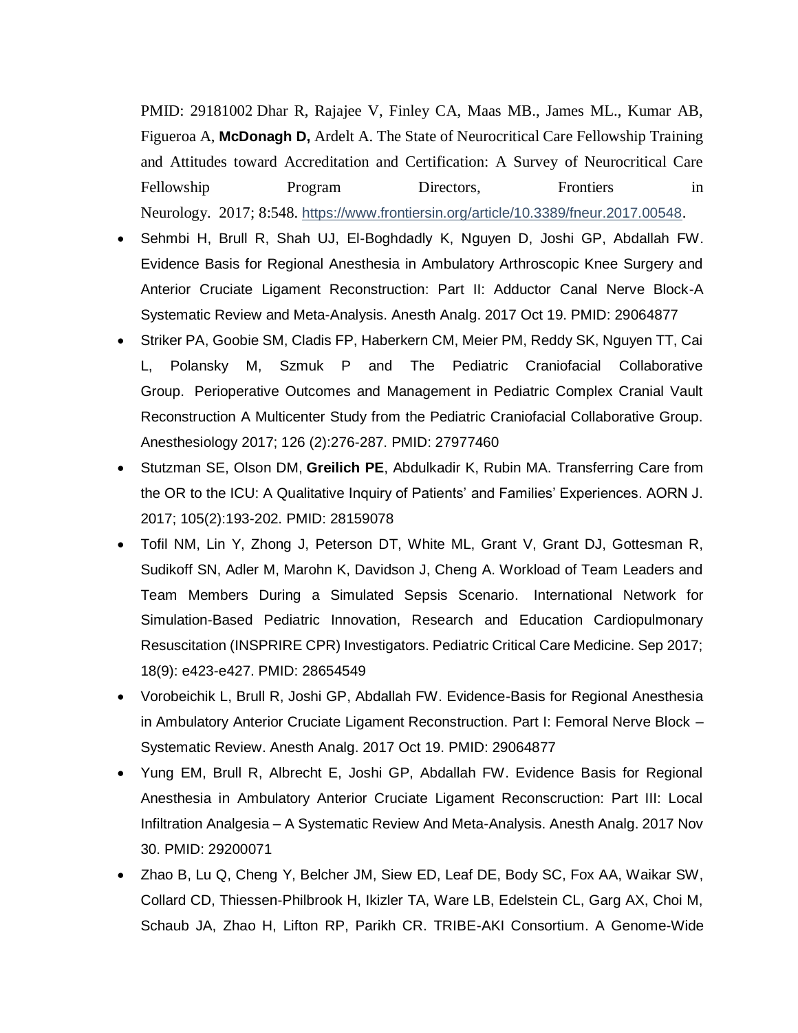PMID: 29181002 Dhar R, Rajajee V, Finley CA, Maas MB., James ML., Kumar AB, Figueroa A, **McDonagh D,** Ardelt A. The State of Neurocritical Care Fellowship Training and Attitudes toward Accreditation and Certification: A Survey of Neurocritical Care Fellowship Program Directors, Frontiers in Neurology. 2017; 8:548. https://www.frontiersin.org/article/10.3389/fneur.2017.00548.

- Sehmbi H, Brull R, Shah UJ, El-Boghdadly K, Nguyen D, Joshi GP, Abdallah FW. Evidence Basis for Regional Anesthesia in Ambulatory Arthroscopic Knee Surgery and Anterior Cruciate Ligament Reconstruction: Part II: Adductor Canal Nerve Block-A Systematic Review and Meta-Analysis. Anesth Analg. 2017 Oct 19. PMID: 29064877
- Striker PA, Goobie SM, Cladis FP, Haberkern CM, Meier PM, Reddy SK, Nguyen TT, Cai L, Polansky M, Szmuk P and The Pediatric Craniofacial Collaborative Group. Perioperative Outcomes and Management in Pediatric Complex Cranial Vault Reconstruction A Multicenter Study from the Pediatric Craniofacial Collaborative Group. Anesthesiology 2017; 126 (2):276-287. PMID: 27977460
- Stutzman SE, Olson DM, **Greilich PE**, Abdulkadir K, Rubin MA. Transferring Care from the OR to the ICU: A Qualitative Inquiry of Patients' and Families' Experiences. AORN J. 2017; 105(2):193-202. PMID: 28159078
- Tofil NM, Lin Y, Zhong J, Peterson DT, White ML, Grant V, Grant DJ, Gottesman R, Sudikoff SN, Adler M, Marohn K, Davidson J, Cheng A. Workload of Team Leaders and Team Members During a Simulated Sepsis Scenario. International Network for Simulation-Based Pediatric Innovation, Research and Education Cardiopulmonary Resuscitation (INSPRIRE CPR) Investigators. Pediatric Critical Care Medicine. Sep 2017; 18(9): e423-e427. PMID: 28654549
- Vorobeichik L, Brull R, Joshi GP, Abdallah FW. Evidence-Basis for Regional Anesthesia in Ambulatory Anterior Cruciate Ligament Reconstruction. Part I: Femoral Nerve Block – Systematic Review. Anesth Analg. 2017 Oct 19. PMID: 29064877
- Yung EM, Brull R, Albrecht E, Joshi GP, Abdallah FW. Evidence Basis for Regional Anesthesia in Ambulatory Anterior Cruciate Ligament Reconscruction: Part III: Local Infiltration Analgesia – A Systematic Review And Meta-Analysis. Anesth Analg. 2017 Nov 30. PMID: 29200071
- Zhao B, Lu Q, Cheng Y, Belcher JM, Siew ED, Leaf DE, Body SC, Fox AA, Waikar SW, Collard CD, Thiessen-Philbrook H, Ikizler TA, Ware LB, Edelstein CL, Garg AX, Choi M, Schaub JA, Zhao H, Lifton RP, Parikh CR. TRIBE-AKI Consortium. A Genome-Wide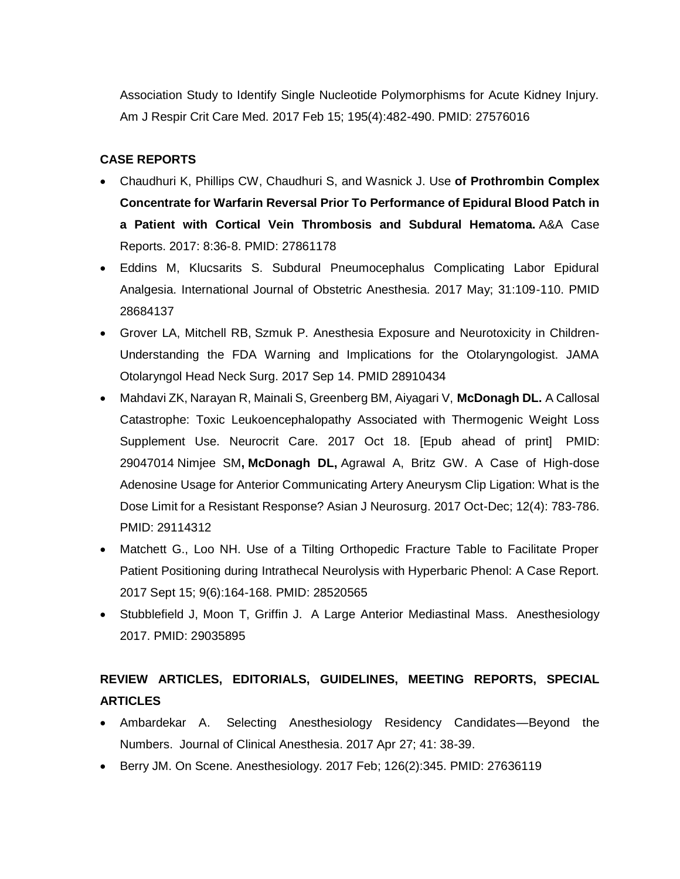Association Study to Identify Single Nucleotide Polymorphisms for Acute Kidney Injury. Am J Respir Crit Care Med. 2017 Feb 15; 195(4):482-490. PMID: 27576016

### CASE REPORTS

- Chaudhuri K, Phillips CW, Chaudhuri S, and Wasnick J. Use **of Prothrombin Complex Concentrate for Warfarin Reversal Prior To Performance of Epidural Blood Patch in a Patient with Cortical Vein Thrombosis and Subdural Hematoma.** A&A Case Reports. 2017: 8:36-8. PMID: 27861178
- Eddins M, Klucsarits S. Subdural Pneumocephalus Complicating Labor Epidural Analgesia. International Journal of Obstetric Anesthesia. 2017 May; 31:109-110. PMID 28684137
- Grover LA, Mitchell RB, Szmuk P. Anesthesia Exposure and Neurotoxicity in Children- Understanding the FDA Warning and Implications for the Otolaryngologist. JAMA Otolaryngol Head Neck Surg. 2017 Sep 14. PMID 28910434
- Mahdavi ZK, Narayan R, Mainali S, Greenberg BM, Aiyagari V, **McDonagh DL.** A Callosal Catastrophe: Toxic Leukoencephalopathy Associated with Thermogenic Weight Loss Supplement Use. Neurocrit Care. 2017 Oct 18. [Epub ahead of print] PMID: 29047014 Nimjee SM**, McDonagh DL,** Agrawal A, Britz GW. A Case of High-dose Adenosine Usage for Anterior Communicating Artery Aneurysm Clip Ligation: What is the Dose Limit for a Resistant Response? Asian J Neurosurg. 2017 Oct-Dec; 12(4): 783-786. PMID: 29114312
- Matchett G., Loo NH. Use of a Tilting Orthopedic Fracture Table to Facilitate Proper Patient Positioning during Intrathecal Neurolysis with Hyperbaric Phenol: A Case Report. 2017 Sept 15; 9(6):164-168. PMID: 28520565
- Stubblefield J, Moon T, Griffin J. A Large Anterior Mediastinal Mass. Anesthesiology 2017. PMID: 29035895

### REVIEW ARTICLES, EDITORIALS, GUIDELINES, MEETING REPORTS, SPECIAL ARTICLES

- Ambardekar A. Selecting Anesthesiology Residency Candidates—Beyond the Numbers. Journal of Clinical Anesthesia. 2017 Apr 27; 41: 38-39.
- Berry JM. On Scene. Anesthesiology. 2017 Feb; 126(2):345. PMID: 27636119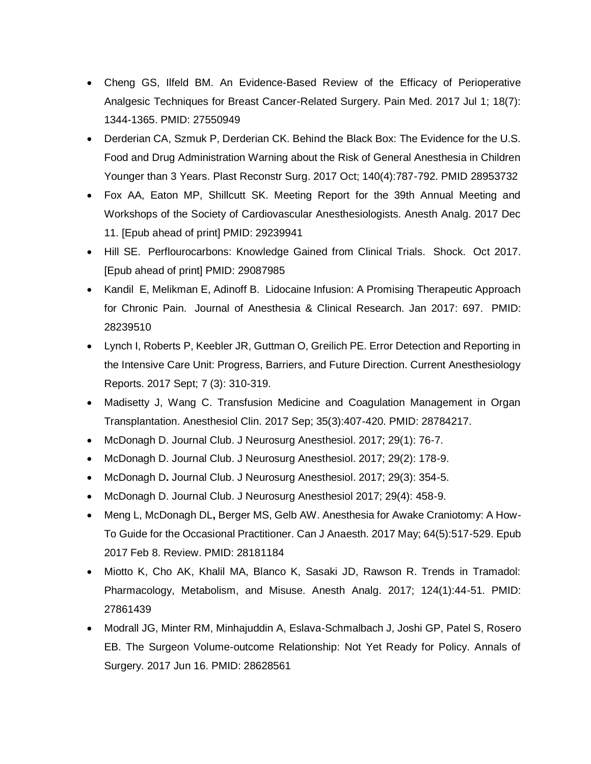- Cheng GS, Ilfeld BM. An Evidence-Based Review of the Efficacy of Perioperative Analgesic Techniques for Breast Cancer-Related Surgery. Pain Med. 2017 Jul 1; 18(7): 1344-1365. PMID: 27550949
- Derderian CA, Szmuk P, Derderian CK. Behind the Black Box: The Evidence for the U.S. Food and Drug Administration Warning about the Risk of General Anesthesia in Children Younger than 3 Years. Plast Reconstr Surg. 2017 Oct; 140(4):787-792. PMID 28953732
- Fox AA, Eaton MP, Shillcutt SK. Meeting Report for the 39th Annual Meeting and Workshops of the Society of Cardiovascular Anesthesiologists. Anesth Analg. 2017 Dec 11. [Epub ahead of print] PMID: 29239941
- Hill SE. Perflourocarbons: Knowledge Gained from Clinical Trials. Shock. Oct 2017. [Epub ahead of print] PMID: 29087985
- Kandil E, Melikman E, Adinoff B. Lidocaine Infusion: A Promising Therapeutic Approach for Chronic Pain. Journal of Anesthesia & Clinical Research. Jan 2017: 697. PMID: 28239510
- Lynch I, Roberts P, Keebler JR, Guttman O, Greilich PE. Error Detection and Reporting in the Intensive Care Unit: Progress, Barriers, and Future Direction. Current Anesthesiology Reports. 2017 Sept; 7 (3): 310-319.
- Madisetty J, Wang C. Transfusion Medicine and Coagulation Management in Organ Transplantation. Anesthesiol Clin. 2017 Sep; 35(3):407-420. PMID: 28784217.
- McDonagh D. Journal Club. J Neurosurg Anesthesiol. 2017; 29(1): 76-7.
- McDonagh D. Journal Club. J Neurosurg Anesthesiol. 2017; 29(2): 178-9.
- McDonagh D**.** Journal Club. J Neurosurg Anesthesiol. 2017; 29(3): 354-5.
- McDonagh D. Journal Club. J Neurosurg Anesthesiol 2017; 29(4): 458-9.
- Meng L, McDonagh DL**,** Berger MS, Gelb AW. Anesthesia for Awake Craniotomy: A How-To Guide for the Occasional Practitioner. Can J Anaesth. 2017 May; 64(5):517-529. Epub 2017 Feb 8. Review. PMID: 28181184
- Miotto K, Cho AK, Khalil MA, Blanco K, Sasaki JD, Rawson R. Trends in Tramadol: Pharmacology, Metabolism, and Misuse. Anesth Analg. 2017; 124(1):44-51. PMID: 27861439
- Modrall JG, Minter RM, Minhajuddin A, Eslava-Schmalbach J, Joshi GP, Patel S, Rosero EB. The Surgeon Volume-outcome Relationship: Not Yet Ready for Policy. Annals of Surgery. 2017 Jun 16. PMID: 28628561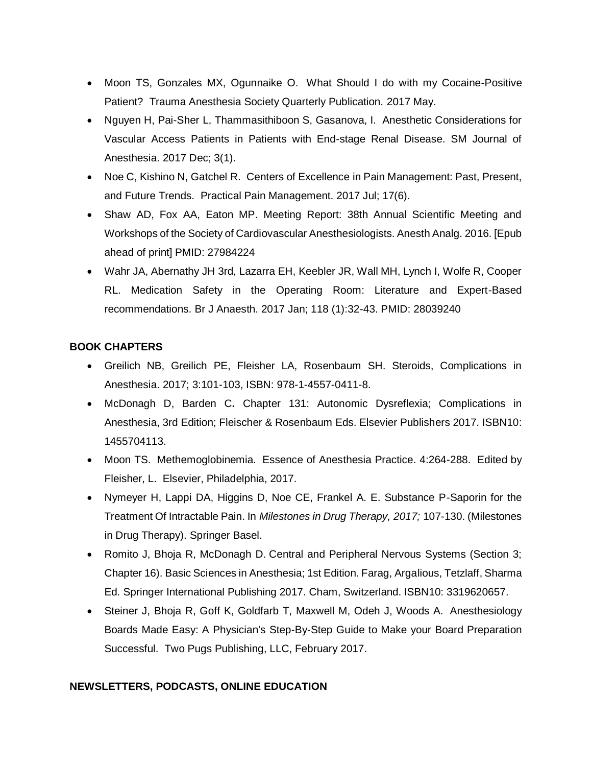- Moon TS, Gonzales MX, Ogunnaike O. What Should I do with my Cocaine-Positive Patient? Trauma Anesthesia Society Quarterly Publication. 2017 May.
- Nguyen H, Pai-Sher L, Thammasithiboon S, Gasanova, I. Anesthetic Considerations for Vascular Access Patients in Patients with End-stage Renal Disease. SM Journal of Anesthesia. 2017 Dec; 3(1).
- Noe C, Kishino N, Gatchel R. Centers of Excellence in Pain Management: Past, Present, and Future Trends. Practical Pain Management. 2017 Jul; 17(6).
- Shaw AD, Fox AA, Eaton MP. Meeting Report: 38th Annual Scientific Meeting and Workshops of the Society of Cardiovascular Anesthesiologists. Anesth Analg. 2016. [Epub ahead of print] PMID: 27984224
- Wahr JA, Abernathy JH 3rd, Lazarra EH, Keebler JR, Wall MH, Lynch I, Wolfe R, Cooper RL. Medication Safety in the Operating Room: Literature and Expert-Based recommendations. Br J Anaesth. 2017 Jan; 118 (1):32-43. PMID: 28039240

**BOOK CHAPTERS**

- Greilich NB, Greilich PE, Fleisher LA, Rosenbaum SH. Steroids, Complications in Anesthesia. 2017; 3:101-103, ISBN: 978-1-4557-0411-8.
- McDonagh D, Barden C**.** Chapter 131: Autonomic Dysreflexia; Complications in Anesthesia, 3rd Edition; Fleischer & Rosenbaum Eds. Elsevier Publishers 2017. ISBN10: 1455704113.
- Moon TS. Methemoglobinemia. Essence of Anesthesia Practice. 4:264-288. Edited by Fleisher, L. Elsevier, Philadelphia, 2017.
- Nymeyer H, Lappi DA, Higgins D, Noe CE, Frankel A. E. Substance P-Saporin for the Treatment Of Intractable Pain. In *Milestones in Drug Therapy, 2017;* 107-130. (Milestones in Drug Therapy). Springer Basel.
- Romito J, Bhoja R, McDonagh D. Central and Peripheral Nervous Systems (Section 3; Chapter 16). Basic Sciences in Anesthesia; 1st Edition. Farag, Argalious, Tetzlaff, Sharma Ed. Springer International Publishing 2017. Cham, Switzerland. ISBN10: 3319620657.
- Steiner J, Bhoja R, Goff K, Goldfarb T, Maxwell M, Odeh J, Woods A. Anesthesiology Boards Made Easy: A Physician's Step-By-Step Guide to Make your Board Preparation Successful. Two Pugs Publishing, LLC, February 2017.

**NEWSLETTERS, PODCASTS, ONLINE EDUCATION**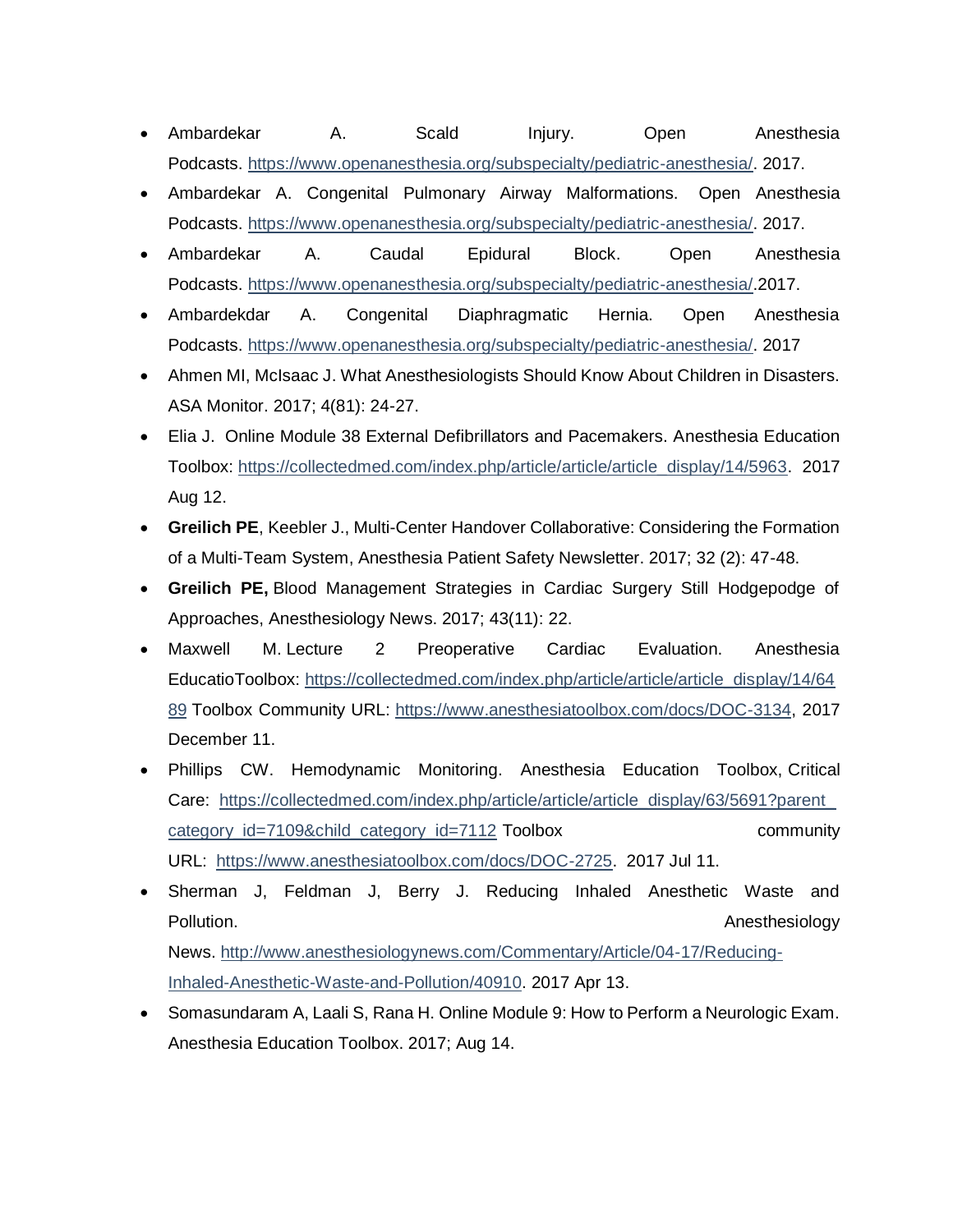- Ambardekar A. Scald Injury. Open Anesthesia Podcasts. https://www.openanesthesia.org/subspecialty/pediatric-anesthesia/. 2017.
- Ambardekar A. Congenital Pulmonary Airway Malformations. Open Anesthesia Podcasts. https://www.openanesthesia.org/subspecialty/pediatric-anesthesia/. 2017.
- Ambardekar A. Caudal Epidural Block. Open Anesthesia Podcasts. https://www.openanesthesia.org/subspecialty/pediatric-anesthesia/.2017.
- Ambardekdar A. Congenital Diaphragmatic Hernia. Open Anesthesia Podcasts. https://www.openanesthesia.org/subspecialty/pediatric-anesthesia/. 2017
- Ahmen MI, McIsaac J. What Anesthesiologists Should Know About Children in Disasters. ASA Monitor. 2017; 4(81): 24-27.
- Elia J. Online Module 38 External Defibrillators and Pacemakers. Anesthesia Education Toolbox: https://collectedmed.com/index.php/article/article/article_display/14/5963. 2017 Aug 12.
- **Greilich PE**, Keebler J., Multi-Center Handover Collaborative: Considering the Formation of a Multi-Team System, Anesthesia Patient Safety Newsletter. 2017; 32 (2): 47-48.
- **Greilich PE,** Blood Management Strategies in Cardiac Surgery Still Hodgepodge of Approaches, Anesthesiology News. 2017; 43(11): 22.
- Maxwell M. Lecture 2 Preoperative Cardiac Evaluation. Anesthesia EducatioToolbox: https://collectedmed.com/index.php/article/article/article_display/14/6489 Toolbox Community URL: https://www.anesthesiatoolbox.com/docs/DOC-3134, 2017 December 11.
- Phillips CW. Hemodynamic Monitoring. Anesthesia Education Toolbox, Critical Care: https://collectedmed.com/index.php/article/article/article_display/63/5691?parent_category_id=7109&child_category_id=7112 Toolbox community URL: https://www.anesthesiatoolbox.com/docs/DOC-2725. 2017 Jul 11.
- Sherman J, Feldman J, Berry J. Reducing Inhaled Anesthetic Waste and Pollution. Anesthesiology News. http://www.anesthesiologynews.com/Commentary/Article/04-17/Reducing-Inhaled-Anesthetic-Waste-and-Pollution/40910. 2017 Apr 13.
- Somasundaram A, Laali S, Rana H. Online Module 9: How to Perform a Neurologic Exam. Anesthesia Education Toolbox. 2017; Aug 14.